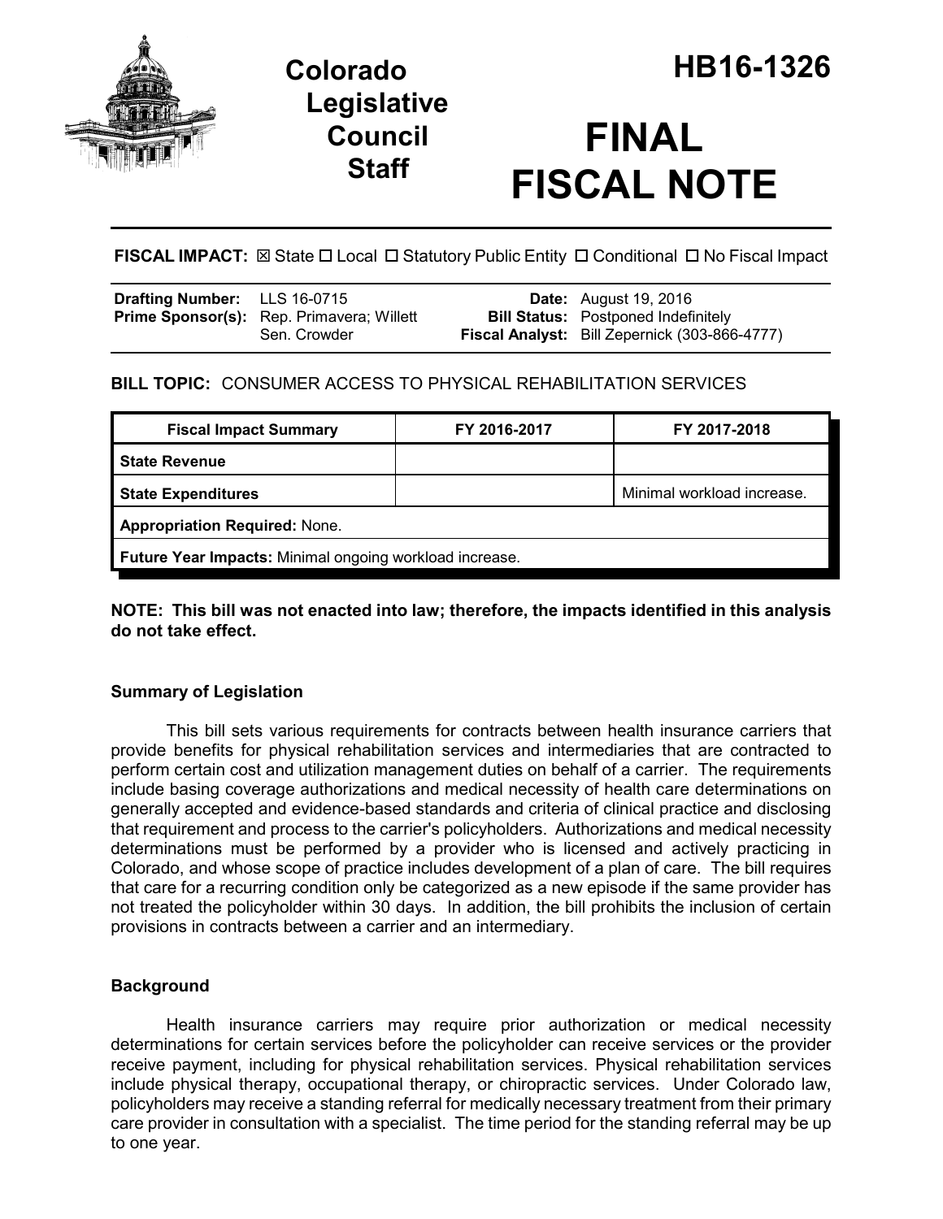# Colorado Legislative Council Staff

# HB16-1326

# FINAL FISCAL NOTE

**FISCAL IMPACT:** ☒ State ☐ Local ☐ Statutory Public Entity ☐ Conditional ☐ No Fiscal Impact

| | | | |
|---|---|---|---|
| **Drafting Number:** | LLS 16-0715 | **Date:** | August 19, 2016 |
| **Prime Sponsor(s):** | Rep. Primavera; Willett<br>Sen. Crowder | **Bill Status:** | Postponed Indefinitely |
| | | **Fiscal Analyst:** | Bill Zepernick (303-866-4777) |

**BILL TOPIC:** CONSUMER ACCESS TO PHYSICAL REHABILITATION SERVICES

| Fiscal Impact Summary | FY 2016-2017 | FY 2017-2018 |
|---|---|---|
| **State Revenue** | | |
| **State Expenditures** | | Minimal workload increase. |
| **Appropriation Required:** None. | | |
| **Future Year Impacts:** Minimal ongoing workload increase. | | |

**NOTE: This bill was not enacted into law; therefore, the impacts identified in this analysis do not take effect.**

### Summary of Legislation

This bill sets various requirements for contracts between health insurance carriers that provide benefits for physical rehabilitation services and intermediaries that are contracted to perform certain cost and utilization management duties on behalf of a carrier. The requirements include basing coverage authorizations and medical necessity of health care determinations on generally accepted and evidence-based standards and criteria of clinical practice and disclosing that requirement and process to the carrier's policyholders. Authorizations and medical necessity determinations must be performed by a provider who is licensed and actively practicing in Colorado, and whose scope of practice includes development of a plan of care. The bill requires that care for a recurring condition only be categorized as a new episode if the same provider has not treated the policyholder within 30 days. In addition, the bill prohibits the inclusion of certain provisions in contracts between a carrier and an intermediary.

### Background

Health insurance carriers may require prior authorization or medical necessity determinations for certain services before the policyholder can receive services or the provider receive payment, including for physical rehabilitation services. Physical rehabilitation services include physical therapy, occupational therapy, or chiropractic services. Under Colorado law, policyholders may receive a standing referral for medically necessary treatment from their primary care provider in consultation with a specialist. The time period for the standing referral may be up to one year.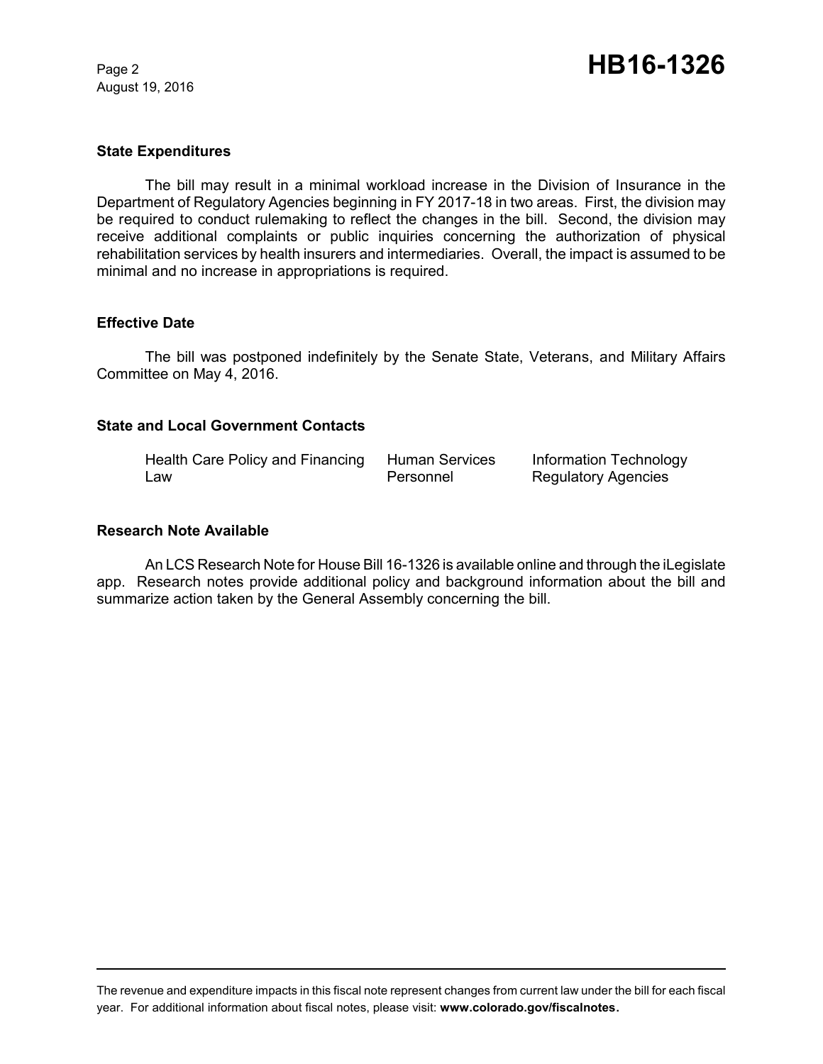### State Expenditures

The bill may result in a minimal workload increase in the Division of Insurance in the Department of Regulatory Agencies beginning in FY 2017-18 in two areas. First, the division may be required to conduct rulemaking to reflect the changes in the bill. Second, the division may receive additional complaints or public inquiries concerning the authorization of physical rehabilitation services by health insurers and intermediaries. Overall, the impact is assumed to be minimal and no increase in appropriations is required.

### Effective Date

The bill was postponed indefinitely by the Senate State, Veterans, and Military Affairs Committee on May 4, 2016.

### State and Local Government Contacts

| | | |
|---|---|---|
| Health Care Policy and Financing | Human Services | Information Technology |
| Law | Personnel | Regulatory Agencies |

### Research Note Available

An LCS Research Note for House Bill 16-1326 is available online and through the iLegislate app. Research notes provide additional policy and background information about the bill and summarize action taken by the General Assembly concerning the bill.

The revenue and expenditure impacts in this fiscal note represent changes from current law under the bill for each fiscal year. For additional information about fiscal notes, please visit: **www.colorado.gov/fiscalnotes.**